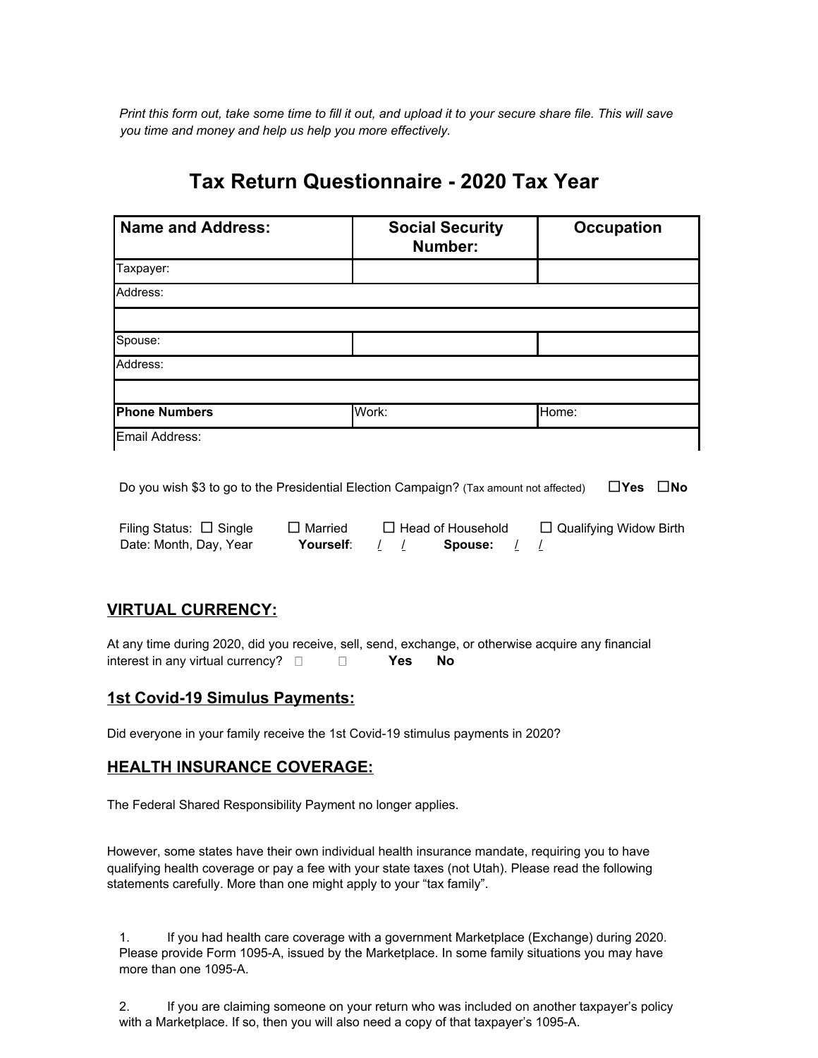*Print this form out, take some time to fill it out, and upload it to your secure share file. This will save you time and money and help us help you more effectively.*

# Tax Return Questionnaire - 2020 Tax Year

| **Name and Address:** | **Social Security Number:** | **Occupation** |
|---|---|---|
| Taxpayer: | | |
| Address: | | |
| | | |
| Spouse: | | |
| Address: | | |
| | | |
| **Phone Numbers** | Work: | Home: |
| Email Address: | | |

Do you wish $3 to go to the Presidential Election Campaign? (Tax amount not affected) ☐**Yes** ☐**No**

Filing Status: ☐ Single ☐ Married ☐ Head of Household ☐ Qualifying Widow Birth Date: Month, Day, Year **Yourself**: / / **Spouse:** / /

## VIRTUAL CURRENCY:

At any time during 2020, did you receive, sell, send, exchange, or otherwise acquire any financial interest in any virtual currency? ☐ ☐ **Yes** **No**

## 1st Covid-19 Simulus Payments:

Did everyone in your family receive the 1st Covid-19 stimulus payments in 2020?

## HEALTH INSURANCE COVERAGE:

The Federal Shared Responsibility Payment no longer applies.

However, some states have their own individual health insurance mandate, requiring you to have qualifying health coverage or pay a fee with your state taxes (not Utah). Please read the following statements carefully. More than one might apply to your "tax family".

1. If you had health care coverage with a government Marketplace (Exchange) during 2020. Please provide Form 1095-A, issued by the Marketplace. In some family situations you may have more than one 1095-A.

2. If you are claiming someone on your return who was included on another taxpayer's policy with a Marketplace. If so, then you will also need a copy of that taxpayer's 1095-A.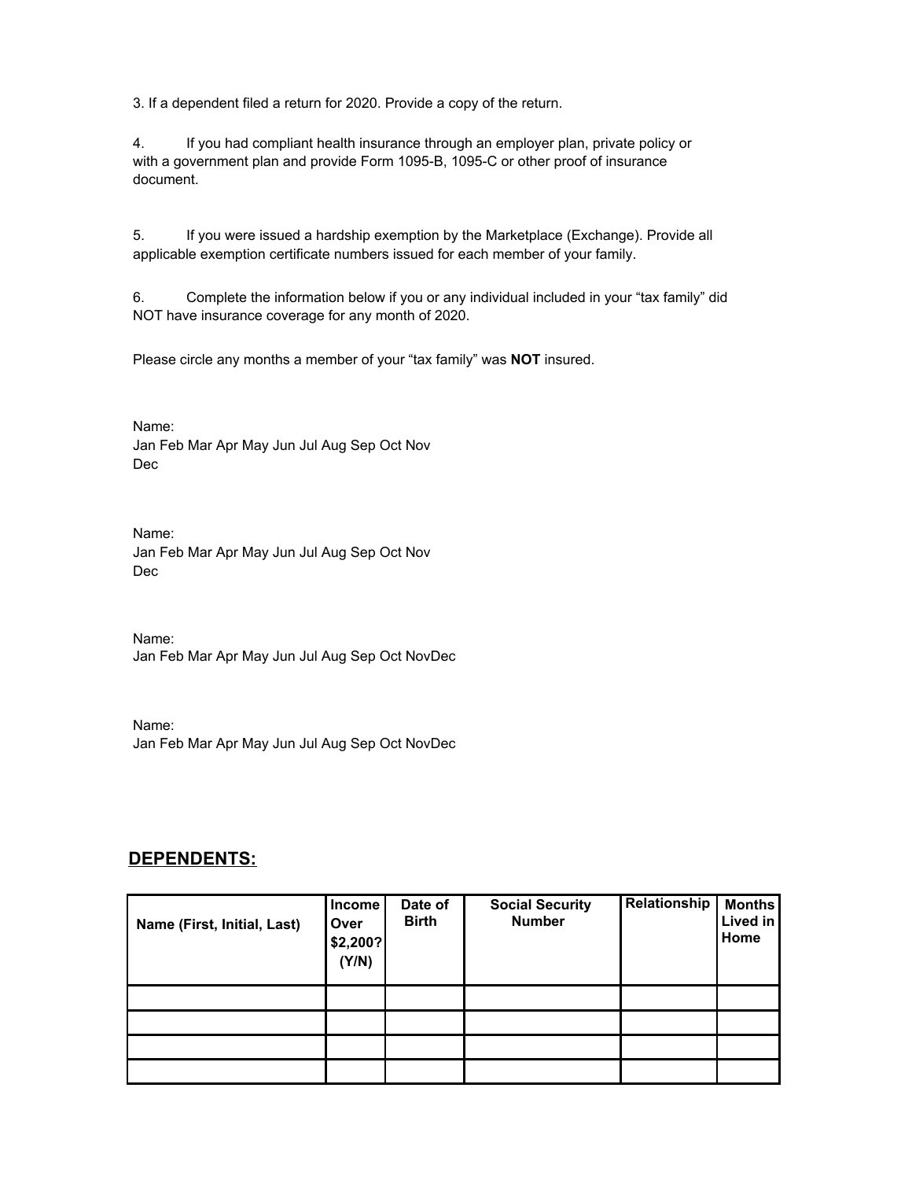3. If a dependent filed a return for 2020. Provide a copy of the return.

4. If you had compliant health insurance through an employer plan, private policy or with a government plan and provide Form 1095-B, 1095-C or other proof of insurance document.

5. If you were issued a hardship exemption by the Marketplace (Exchange). Provide all applicable exemption certificate numbers issued for each member of your family.

6. Complete the information below if you or any individual included in your "tax family" did NOT have insurance coverage for any month of 2020.

Please circle any months a member of your "tax family" was **NOT** insured.

Name:
Jan Feb Mar Apr May Jun Jul Aug Sep Oct Nov
Dec

Name:
Jan Feb Mar Apr May Jun Jul Aug Sep Oct Nov
Dec

Name:
Jan Feb Mar Apr May Jun Jul Aug Sep Oct NovDec

Name:
Jan Feb Mar Apr May Jun Jul Aug Sep Oct NovDec

## DEPENDENTS:

| Name (First, Initial, Last) | Income Over $2,200? (Y/N) | Date of Birth | Social Security Number | Relationship | Months Lived in Home |
|---|---|---|---|---|---|
| | | | | | |
| | | | | | |
| | | | | | |
| | | | | | |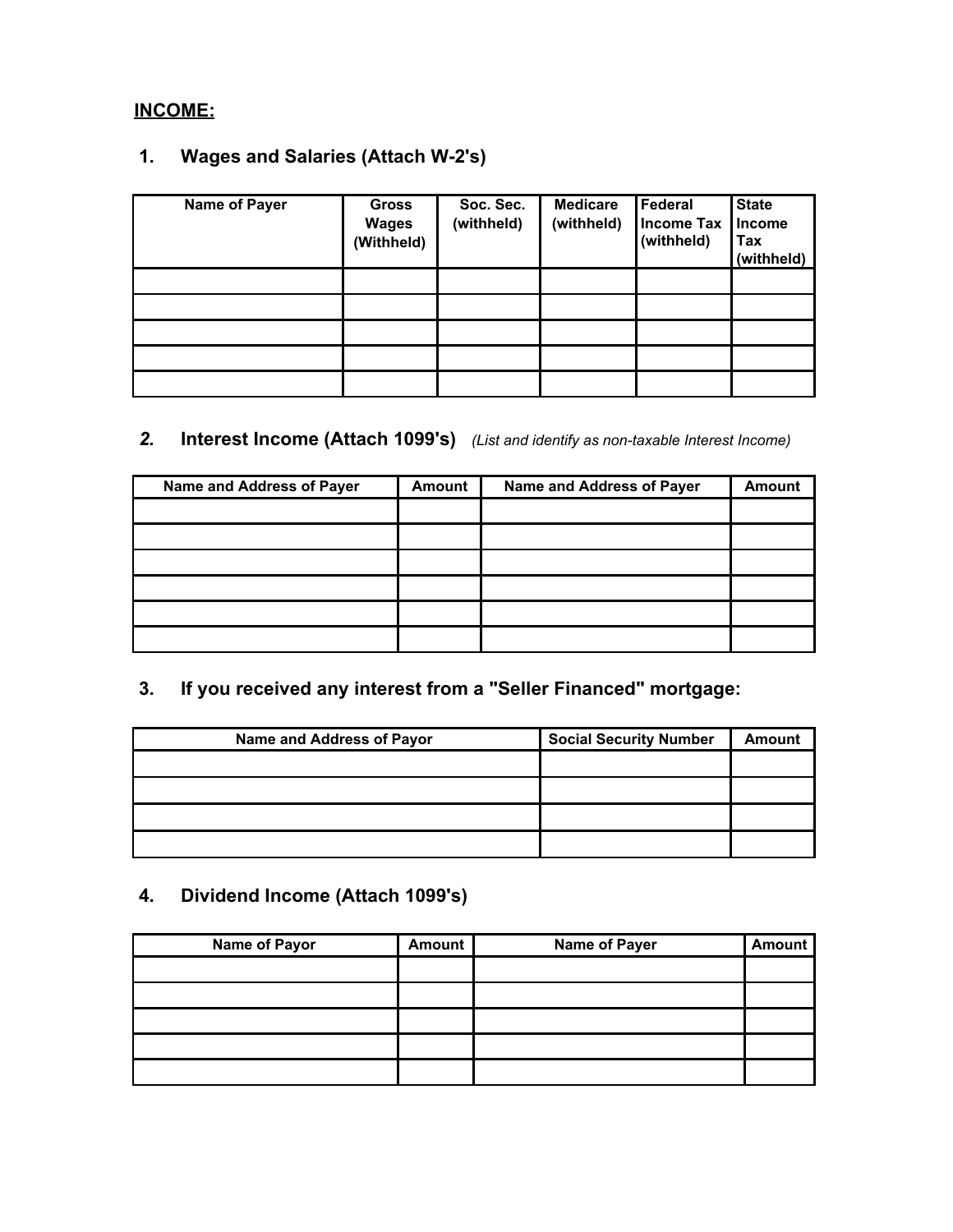## INCOME:

### 1. Wages and Salaries (Attach W-2's)

| Name of Payer | Gross Wages (Withheld) | Soc. Sec. (withheld) | Medicare (withheld) | Federal Income Tax (withheld) | State Income Tax (withheld) |
|---|---|---|---|---|---|
| | | | | | |
| | | | | | |
| | | | | | |
| | | | | | |
| | | | | | |

### *2.* Interest Income (Attach 1099's) *(List and identify as non-taxable Interest Income)*

| Name and Address of Payer | Amount | Name and Address of Payer | Amount |
|---|---|---|---|
| | | | |
| | | | |
| | | | |
| | | | |
| | | | |
| | | | |

### 3. If you received any interest from a "Seller Financed" mortgage:

| Name and Address of Payor | Social Security Number | Amount |
|---|---|---|
| | | |
| | | |
| | | |
| | | |

### 4. Dividend Income (Attach 1099's)

| Name of Payor | Amount | Name of Payer | Amount |
|---|---|---|---|
| | | | |
| | | | |
| | | | |
| | | | |
| | | | |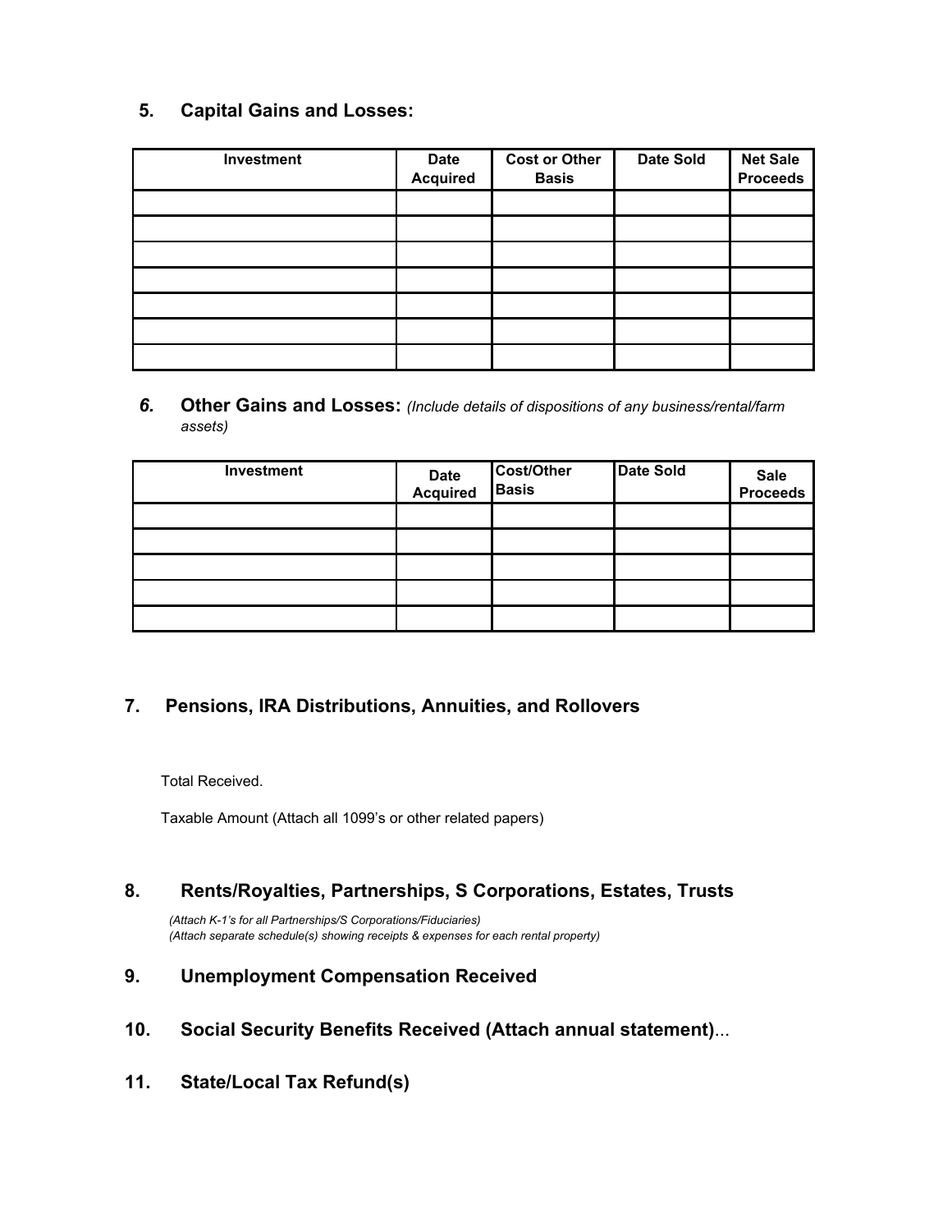## 5. Capital Gains and Losses:

| Investment | Date Acquired | Cost or Other Basis | Date Sold | Net Sale Proceeds |
|---|---|---|---|---|
| | | | | |
| | | | | |
| | | | | |
| | | | | |
| | | | | |
| | | | | |
| | | | | |

## *6.* Other Gains and Losses: *(Include details of dispositions of any business/rental/farm assets)*

| Investment | Date Acquired | Cost/Other Basis | Date Sold | Sale Proceeds |
|---|---|---|---|---|
| | | | | |
| | | | | |
| | | | | |
| | | | | |
| | | | | |

## 7. Pensions, IRA Distributions, Annuities, and Rollovers

Total Received.

Taxable Amount (Attach all 1099's or other related papers)

## 8. Rents/Royalties, Partnerships, S Corporations, Estates, Trusts

*(Attach K-1's for all Partnerships/S Corporations/Fiduciaries)*
*(Attach separate schedule(s) showing receipts & expenses for each rental property)*

## 9. Unemployment Compensation Received

## 10. Social Security Benefits Received (Attach annual statement)...

## 11. State/Local Tax Refund(s)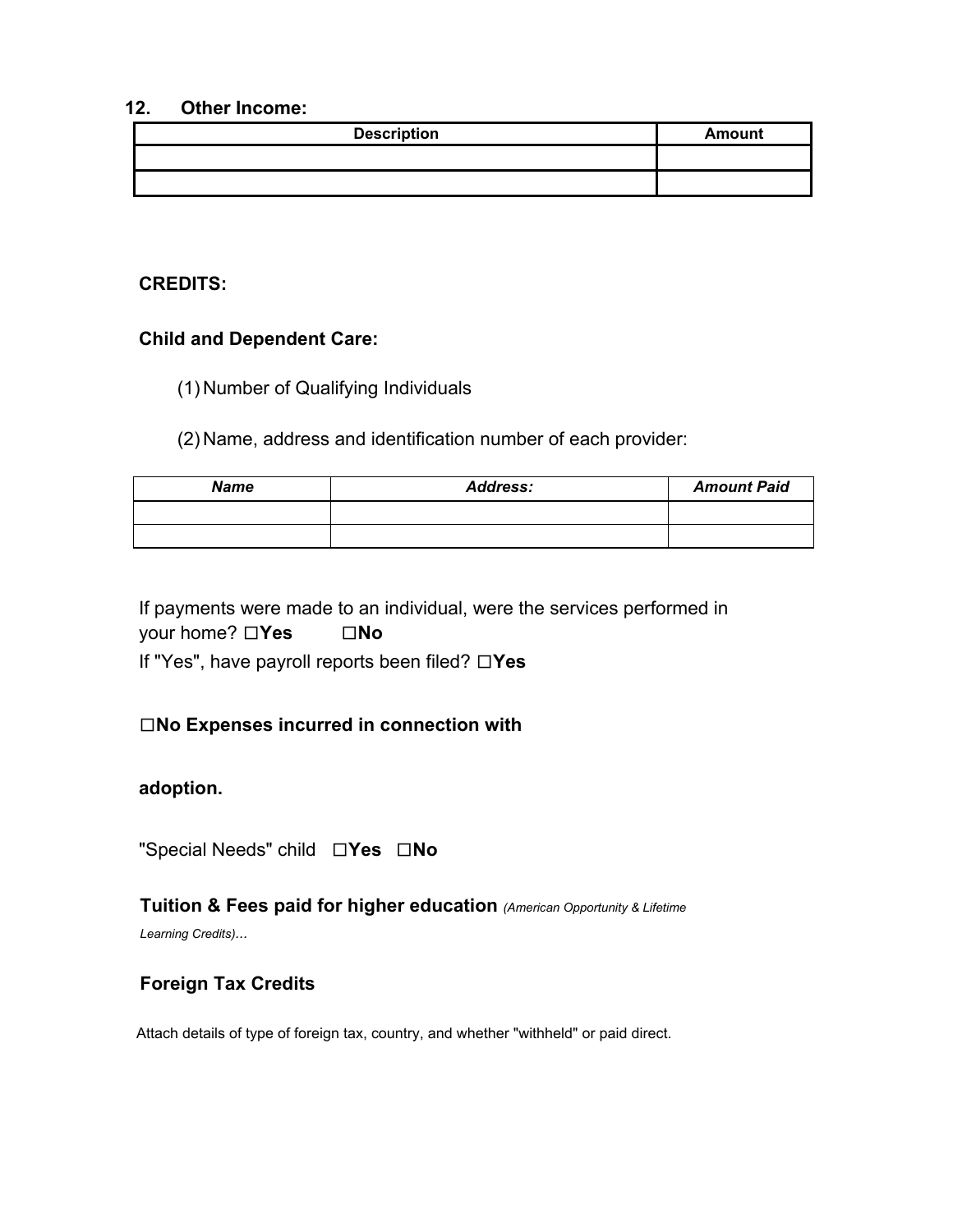## 12. Other Income:

| Description | Amount |
|---|---|
| | |
| | |

**CREDITS:**

**Child and Dependent Care:**

(1) Number of Qualifying Individuals

(2) Name, address and identification number of each provider:

| *Name* | *Address:* | *Amount Paid* |
|---|---|---|
| | | |
| | | |

If payments were made to an individual, were the services performed in your home? ☐**Yes** ☐**No**

If "Yes", have payroll reports been filed? ☐**Yes**

**☐No Expenses incurred in connection with**

**adoption.**

"Special Needs" child ☐**Yes** ☐**No**

**Tuition & Fees paid for higher education** *(American Opportunity & Lifetime Learning Credits)…*

**Foreign Tax Credits**

Attach details of type of foreign tax, country, and whether "withheld" or paid direct.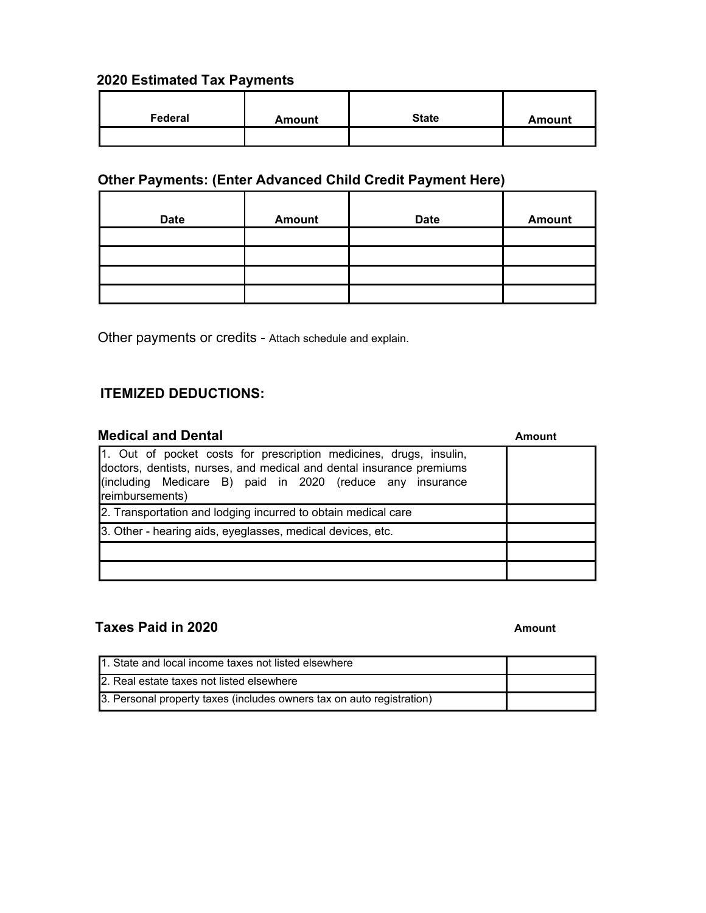### 2020 Estimated Tax Payments

| Federal | Amount | State | Amount |
|---|---|---|---|
| | | | |

### Other Payments: (Enter Advanced Child Credit Payment Here)

| Date | Amount | Date | Amount |
|---|---|---|---|
| | | | |
| | | | |
| | | | |
| | | | |

Other payments or credits - Attach schedule and explain.

## ITEMIZED DEDUCTIONS:

### Medical and Dental

| | Amount |
|---|---|
| 1. Out of pocket costs for prescription medicines, drugs, insulin, doctors, dentists, nurses, and medical and dental insurance premiums (including Medicare B) paid in 2020 (reduce any insurance reimbursements) | |
| 2. Transportation and lodging incurred to obtain medical care | |
| 3. Other - hearing aids, eyeglasses, medical devices, etc. | |
| | |
| | |

### Taxes Paid in 2020

| | Amount |
|---|---|
| 1. State and local income taxes not listed elsewhere | |
| 2. Real estate taxes not listed elsewhere | |
| 3. Personal property taxes (includes owners tax on auto registration) | |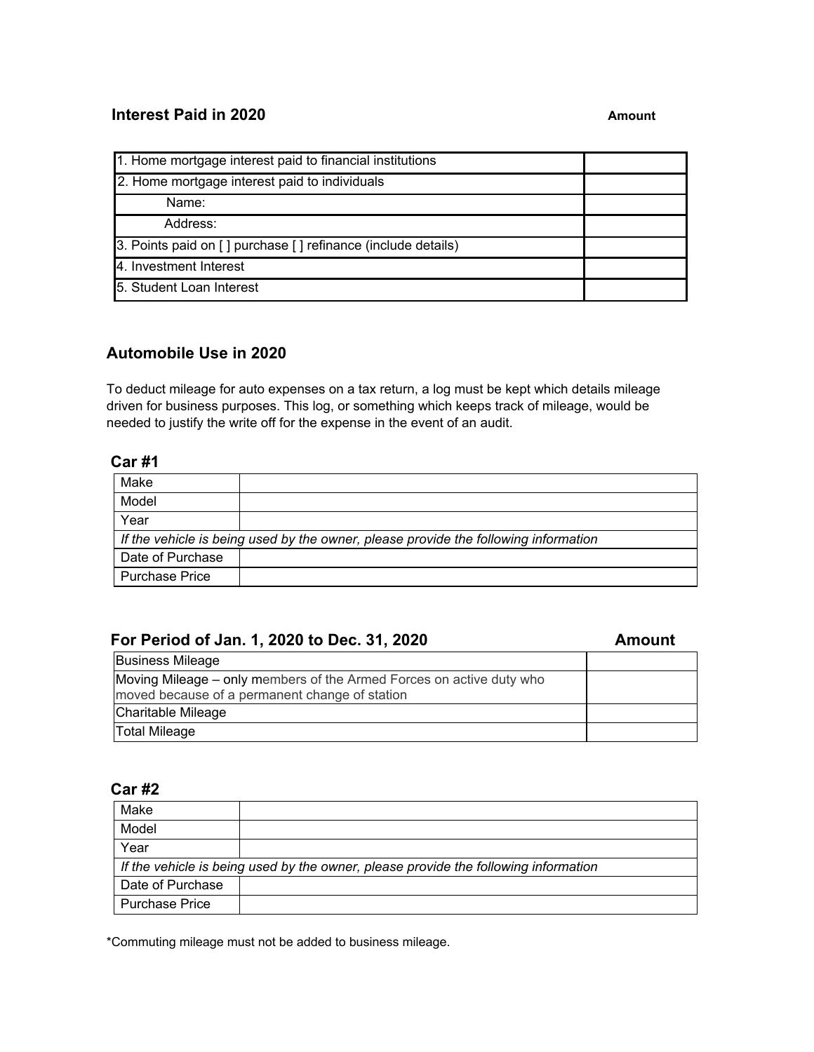## Interest Paid in 2020

| | Amount |
|---|---|
| 1. Home mortgage interest paid to financial institutions | |
| 2. Home mortgage interest paid to individuals | |
| Name: | |
| Address: | |
| 3. Points paid on [ ] purchase [ ] refinance (include details) | |
| 4. Investment Interest | |
| 5. Student Loan Interest | |

## Automobile Use in 2020

To deduct mileage for auto expenses on a tax return, a log must be kept which details mileage driven for business purposes. This log, or something which keeps track of mileage, would be needed to justify the write off for the expense in the event of an audit.

### Car #1

| | |
|---|---|
| Make | |
| Model | |
| Year | |
| *If the vehicle is being used by the owner, please provide the following information* | |
| Date of Purchase | |
| Purchase Price | |

### For Period of Jan. 1, 2020 to Dec. 31, 2020

| | Amount |
|---|---|
| Business Mileage | |
| Moving Mileage – only members of the Armed Forces on active duty who moved because of a permanent change of station | |
| Charitable Mileage | |
| Total Mileage | |

### Car #2

| | |
|---|---|
| Make | |
| Model | |
| Year | |
| *If the vehicle is being used by the owner, please provide the following information* | |
| Date of Purchase | |
| Purchase Price | |

*Commuting mileage must not be added to business mileage.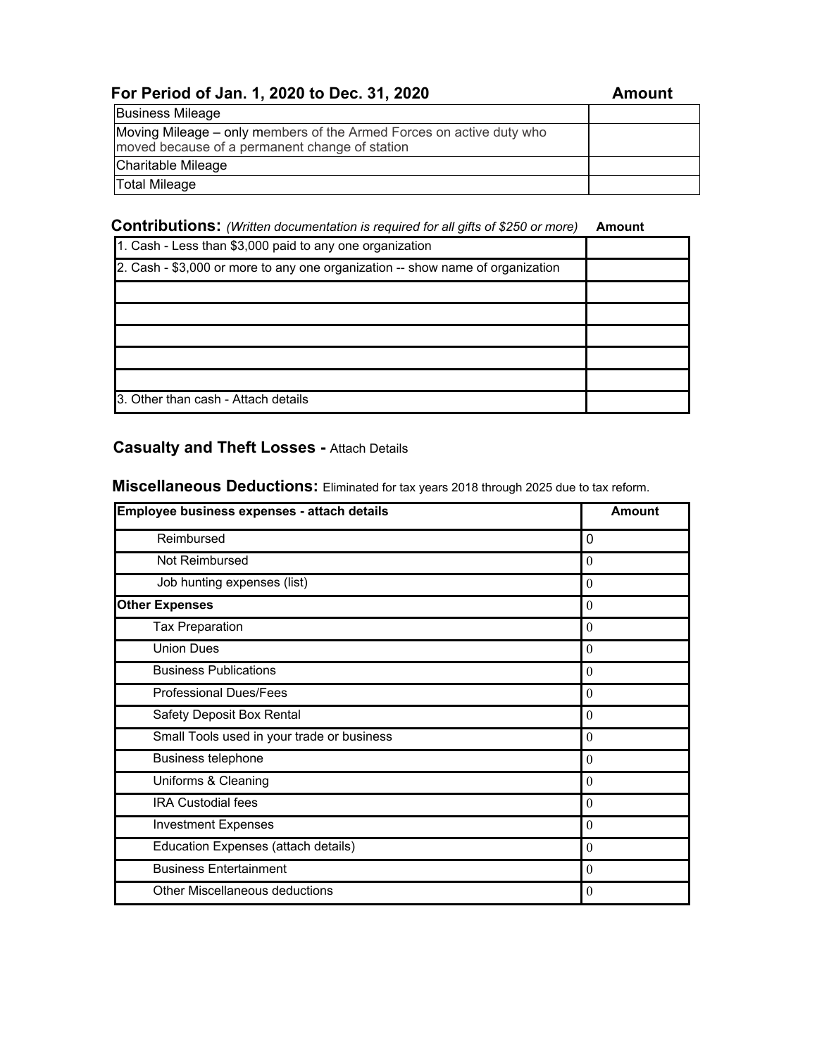| For Period of Jan. 1, 2020 to Dec. 31, 2020 | Amount |
| --- | --- |
| Business Mileage | |
| Moving Mileage – only members of the Armed Forces on active duty who moved because of a permanent change of station | |
| Charitable Mileage | |
| Total Mileage | |

**Contributions:** *(Written documentation is required for all gifts of $250 or more)*

| | Amount |
| --- | --- |
| 1. Cash - Less than $3,000 paid to any one organization | |
| 2. Cash - $3,000 or more to any one organization -- show name of organization | |
| | |
| | |
| | |
| | |
| | |
| 3. Other than cash - Attach details | |

**Casualty and Theft Losses -** Attach Details

**Miscellaneous Deductions:** Eliminated for tax years 2018 through 2025 due to tax reform.

| Employee business expenses - attach details | Amount |
| --- | --- |
| Reimbursed | 0 |
| Not Reimbursed | 0 |
| Job hunting expenses (list) | 0 |
| **Other Expenses** | 0 |
| Tax Preparation | 0 |
| Union Dues | 0 |
| Business Publications | 0 |
| Professional Dues/Fees | 0 |
| Safety Deposit Box Rental | 0 |
| Small Tools used in your trade or business | 0 |
| Business telephone | 0 |
| Uniforms & Cleaning | 0 |
| IRA Custodial fees | 0 |
| Investment Expenses | 0 |
| Education Expenses (attach details) | 0 |
| Business Entertainment | 0 |
| Other Miscellaneous deductions | 0 |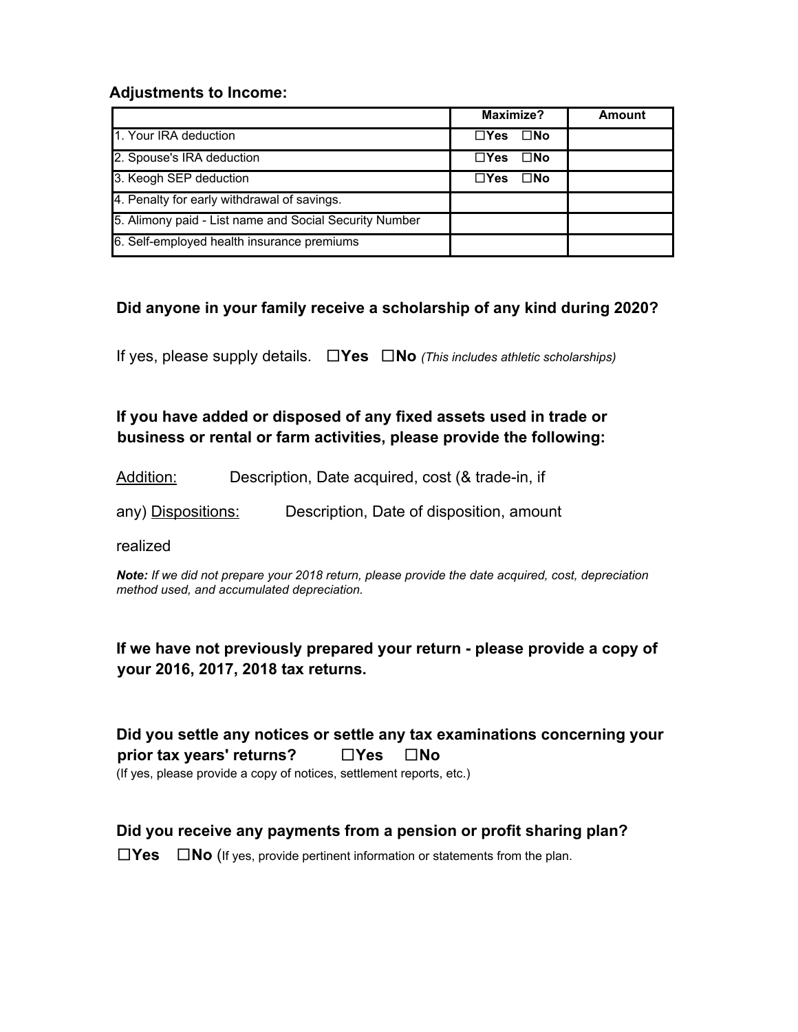**Adjustments to Income:**

| | Maximize? | Amount |
|---|---|---|
| 1. Your IRA deduction | ☐Yes ☐No | |
| 2. Spouse's IRA deduction | ☐Yes ☐No | |
| 3. Keogh SEP deduction | ☐Yes ☐No | |
| 4. Penalty for early withdrawal of savings. | | |
| 5. Alimony paid - List name and Social Security Number | | |
| 6. Self-employed health insurance premiums | | |

**Did anyone in your family receive a scholarship of any kind during 2020?**

If yes, please supply details. ☐**Yes** ☐**No** *(This includes athletic scholarships)*

**If you have added or disposed of any fixed assets used in trade or business or rental or farm activities, please provide the following:**

Addition: Description, Date acquired, cost (& trade-in, if any) Dispositions: Description, Date of disposition, amount realized

***Note:** If we did not prepare your 2018 return, please provide the date acquired, cost, depreciation method used, and accumulated depreciation.*

**If we have not previously prepared your return - please provide a copy of your 2016, 2017, 2018 tax returns.**

**Did you settle any notices or settle any tax examinations concerning your prior tax years' returns?** ☐**Yes** ☐**No**

(If yes, please provide a copy of notices, settlement reports, etc.)

**Did you receive any payments from a pension or profit sharing plan?**

☐**Yes** ☐**No** (If yes, provide pertinent information or statements from the plan.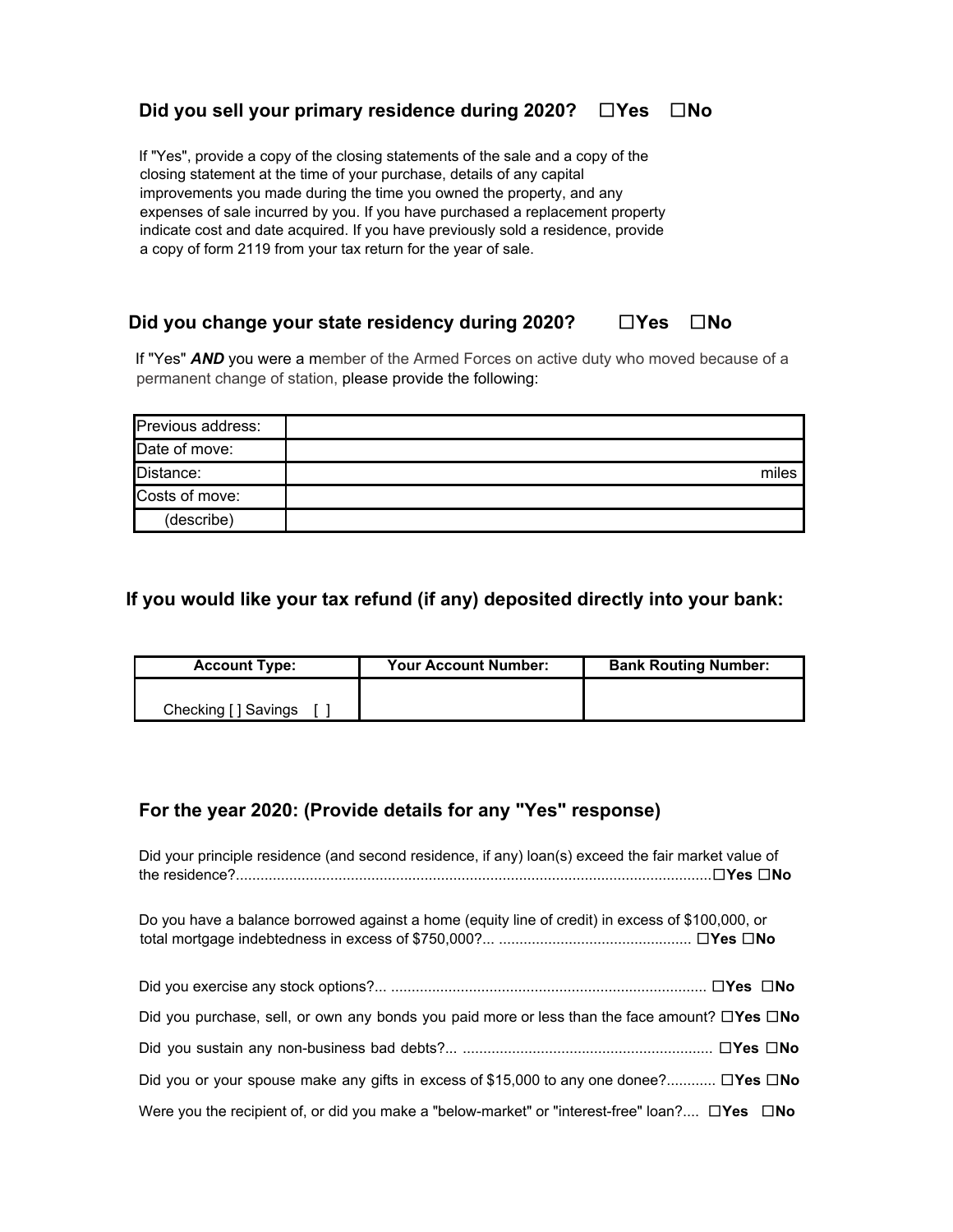## Did you sell your primary residence during 2020? ☐Yes ☐No

If "Yes", provide a copy of the closing statements of the sale and a copy of the closing statement at the time of your purchase, details of any capital improvements you made during the time you owned the property, and any expenses of sale incurred by you. If you have purchased a replacement property indicate cost and date acquired. If you have previously sold a residence, provide a copy of form 2119 from your tax return for the year of sale.

## Did you change your state residency during 2020? ☐Yes ☐No

If "Yes" ***AND*** you were a member of the Armed Forces on active duty who moved because of a permanent change of station, please provide the following:

| | |
|---|---|
| Previous address: | |
| Date of move: | |
| Distance: | miles |
| Costs of move: | |
| (describe) | |

## If you would like your tax refund (if any) deposited directly into your bank:

| Account Type: | Your Account Number: | Bank Routing Number: |
|---|---|---|
| Checking [ ] Savings [ ] | | |

## For the year 2020: (Provide details for any "Yes" response)

Did your principle residence (and second residence, if any) loan(s) exceed the fair market value of the residence?.................................................................................................................. **☐Yes ☐No**

Do you have a balance borrowed against a home (equity line of credit) in excess of $100,000, or total mortgage indebtedness in excess of $750,000?... ............................................. **☐Yes ☐No**

Did you exercise any stock options?... ............................................................................ **☐Yes ☐No**

Did you purchase, sell, or own any bonds you paid more or less than the face amount? **☐Yes ☐No**

Did you sustain any non-business bad debts?... ............................................................ **☐Yes ☐No**

Did you or your spouse make any gifts in excess of $15,000 to any one donee?............ **☐Yes ☐No**

Were you the recipient of, or did you make a "below-market" or "interest-free" loan?.... **☐Yes ☐No**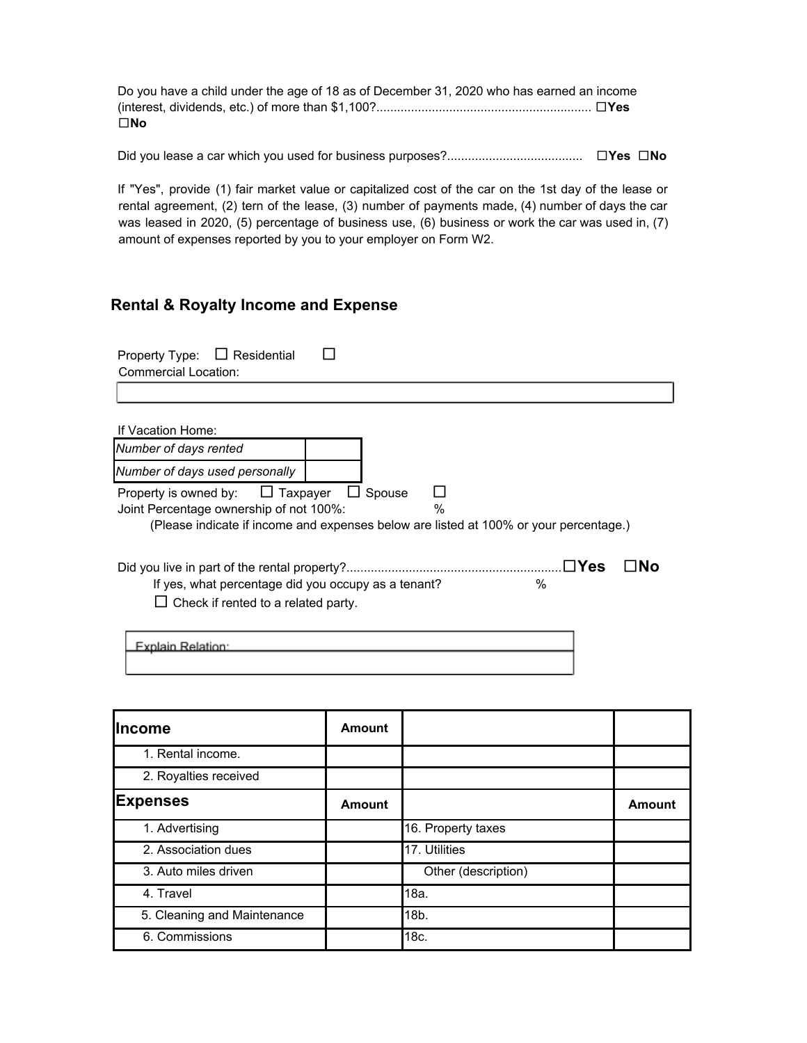Do you have a child under the age of 18 as of December 31, 2020 who has earned an income (interest, dividends, etc.) of more than $1,100?............................................................. ☐**Yes** ☐**No**

Did you lease a car which you used for business purposes?...................................... ☐**Yes** ☐**No**

If "Yes", provide (1) fair market value or capitalized cost of the car on the 1st day of the lease or rental agreement, (2) tern of the lease, (3) number of payments made, (4) number of days the car was leased in 2020, (5) percentage of business use, (6) business or work the car was used in, (7) amount of expenses reported by you to your employer on Form W2.

## Rental & Royalty Income and Expense

Property Type: ☐ Residential ☐ Commercial Location:

If Vacation Home:

| *Number of days rented* | |
|---|---|
| *Number of days used personally* | |

Property is owned by: ☐ Taxpayer ☐ Spouse ☐
Joint Percentage ownership of not 100%: %
(Please indicate if income and expenses below are listed at 100% or your percentage.)

Did you live in part of the rental property?.............................................................☐**Yes** ☐**No**
If yes, what percentage did you occupy as a tenant? %
☐ Check if rented to a related party.

Explain Relation:

| **Income** | **Amount** | | |
|---|---|---|---|
| 1. Rental income. | | | |
| 2. Royalties received | | | |
| **Expenses** | **Amount** | | **Amount** |
| 1. Advertising | | 16. Property taxes | |
| 2. Association dues | | 17. Utilities | |
| 3. Auto miles driven | | Other (description) | |
| 4. Travel | | 18a. | |
| 5. Cleaning and Maintenance | | 18b. | |
| 6. Commissions | | 18c. | |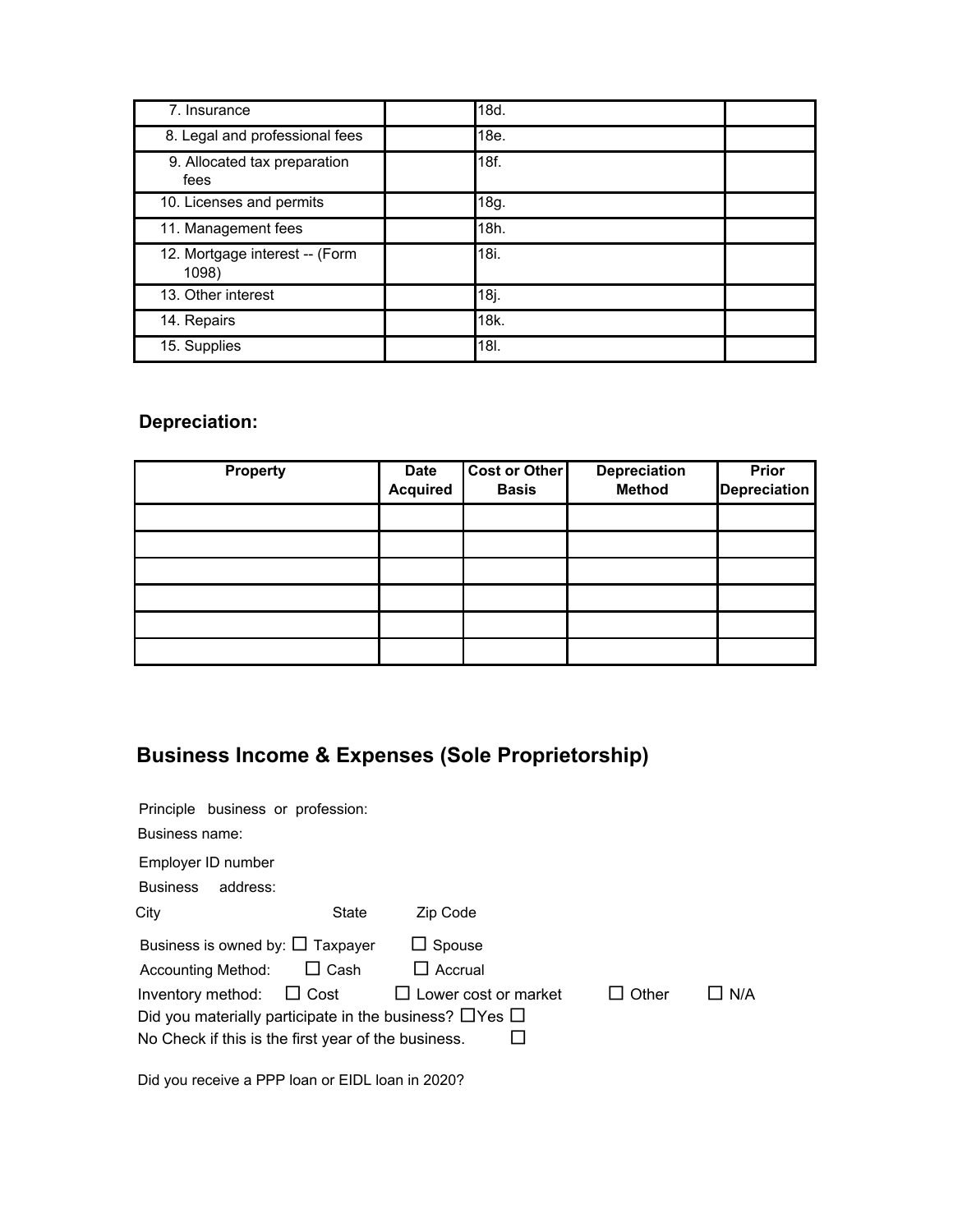| 7. Insurance | | 18d. | |
|---|---|---|---|
| 8. Legal and professional fees | | 18e. | |
| 9. Allocated tax preparation fees | | 18f. | |
| 10. Licenses and permits | | 18g. | |
| 11. Management fees | | 18h. | |
| 12. Mortgage interest -- (Form 1098) | | 18i. | |
| 13. Other interest | | 18j. | |
| 14. Repairs | | 18k. | |
| 15. Supplies | | 18l. | |

**Depreciation:**

| Property | Date Acquired | Cost or Other Basis | Depreciation Method | Prior Depreciation |
|---|---|---|---|---|
| | | | | |
| | | | | |
| | | | | |
| | | | | |
| | | | | |
| | | | | |

## Business Income & Expenses (Sole Proprietorship)

Principle business or profession:

Business name:

Employer ID number

Business address:

City State Zip Code

Business is owned by: ☐ Taxpayer ☐ Spouse

Accounting Method: ☐ Cash ☐ Accrual

Inventory method: ☐ Cost ☐ Lower cost or market ☐ Other ☐ N/A

Did you materially participate in the business? ☐Yes ☐ No Check if this is the first year of the business. ☐

Did you receive a PPP loan or EIDL loan in 2020?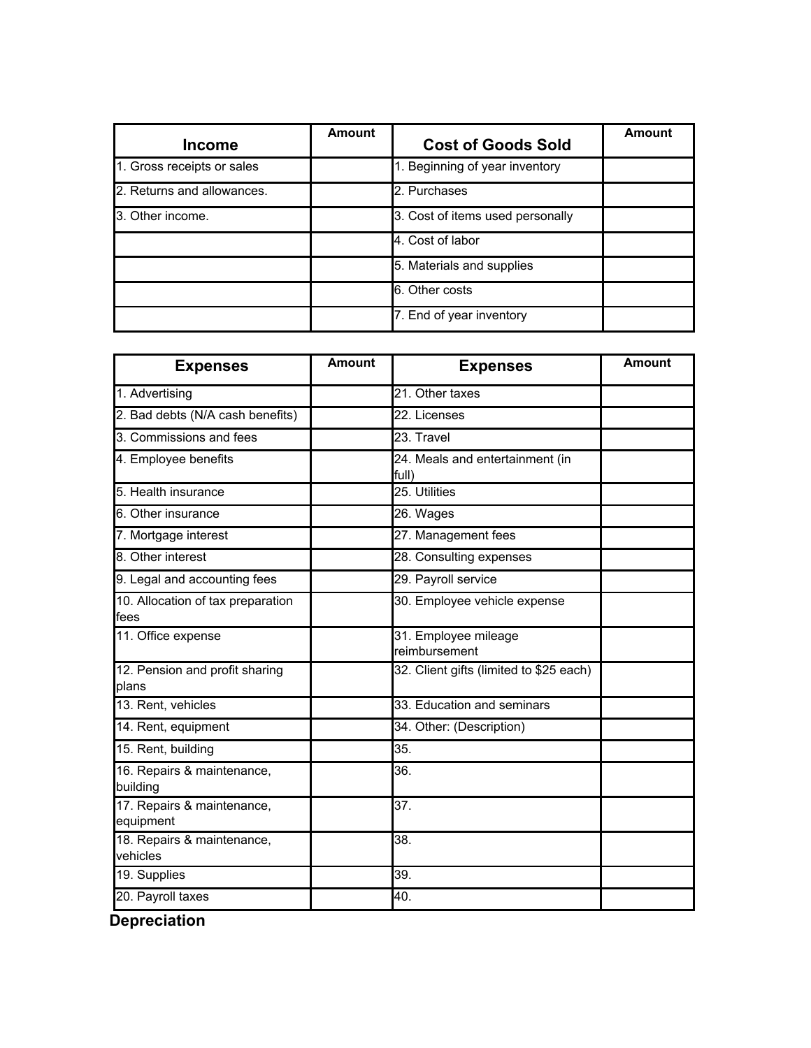| Income | Amount | Cost of Goods Sold | Amount |
| --- | --- | --- | --- |
| 1. Gross receipts or sales | | 1. Beginning of year inventory | |
| 2. Returns and allowances. | | 2. Purchases | |
| 3. Other income. | | 3. Cost of items used personally | |
| | | 4. Cost of labor | |
| | | 5. Materials and supplies | |
| | | 6. Other costs | |
| | | 7. End of year inventory | |

| Expenses | Amount | Expenses | Amount |
| --- | --- | --- | --- |
| 1. Advertising | | 21. Other taxes | |
| 2. Bad debts (N/A cash benefits) | | 22. Licenses | |
| 3. Commissions and fees | | 23. Travel | |
| 4. Employee benefits | | 24. Meals and entertainment (in full) | |
| 5. Health insurance | | 25. Utilities | |
| 6. Other insurance | | 26. Wages | |
| 7. Mortgage interest | | 27. Management fees | |
| 8. Other interest | | 28. Consulting expenses | |
| 9. Legal and accounting fees | | 29. Payroll service | |
| 10. Allocation of tax preparation fees | | 30. Employee vehicle expense | |
| 11. Office expense | | 31. Employee mileage reimbursement | |
| 12. Pension and profit sharing plans | | 32. Client gifts (limited to $25 each) | |
| 13. Rent, vehicles | | 33. Education and seminars | |
| 14. Rent, equipment | | 34. Other: (Description) | |
| 15. Rent, building | | 35. | |
| 16. Repairs & maintenance, building | | 36. | |
| 17. Repairs & maintenance, equipment | | 37. | |
| 18. Repairs & maintenance, vehicles | | 38. | |
| 19. Supplies | | 39. | |
| 20. Payroll taxes | | 40. | |

**Depreciation**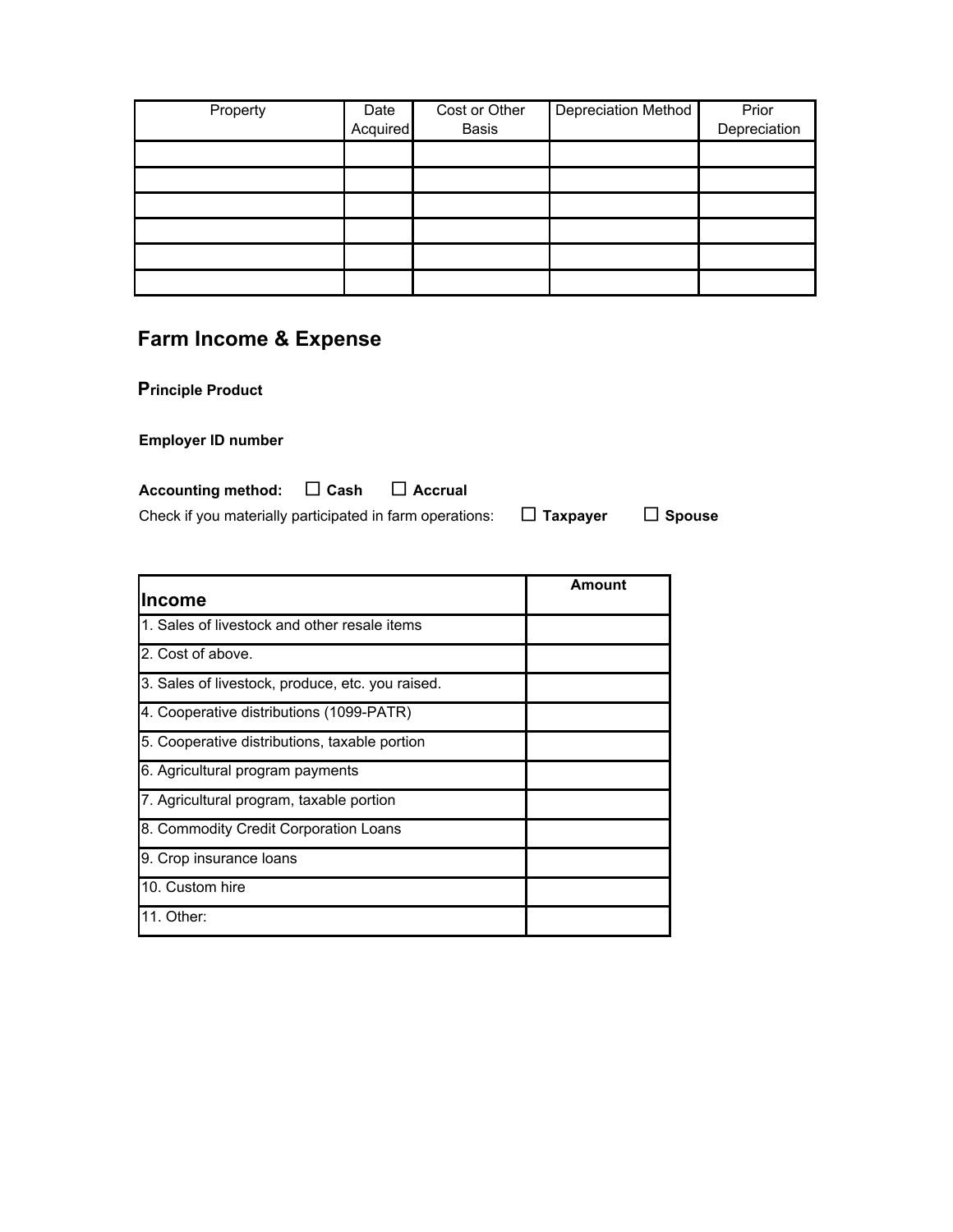| Property | Date Acquired | Cost or Other Basis | Depreciation Method | Prior Depreciation |
|---|---|---|---|---|
| | | | | |
| | | | | |
| | | | | |
| | | | | |
| | | | | |
| | | | | |

## Farm Income & Expense

**Principle Product**

**Employer ID number**

**Accounting method:** ☐ **Cash** ☐ **Accrual**

Check if you materially participated in farm operations: ☐ **Taxpayer** ☐ **Spouse**

| Income | Amount |
|---|---|
| 1. Sales of livestock and other resale items | |
| 2. Cost of above. | |
| 3. Sales of livestock, produce, etc. you raised. | |
| 4. Cooperative distributions (1099-PATR) | |
| 5. Cooperative distributions, taxable portion | |
| 6. Agricultural program payments | |
| 7. Agricultural program, taxable portion | |
| 8. Commodity Credit Corporation Loans | |
| 9. Crop insurance loans | |
| 10. Custom hire | |
| 11. Other: | |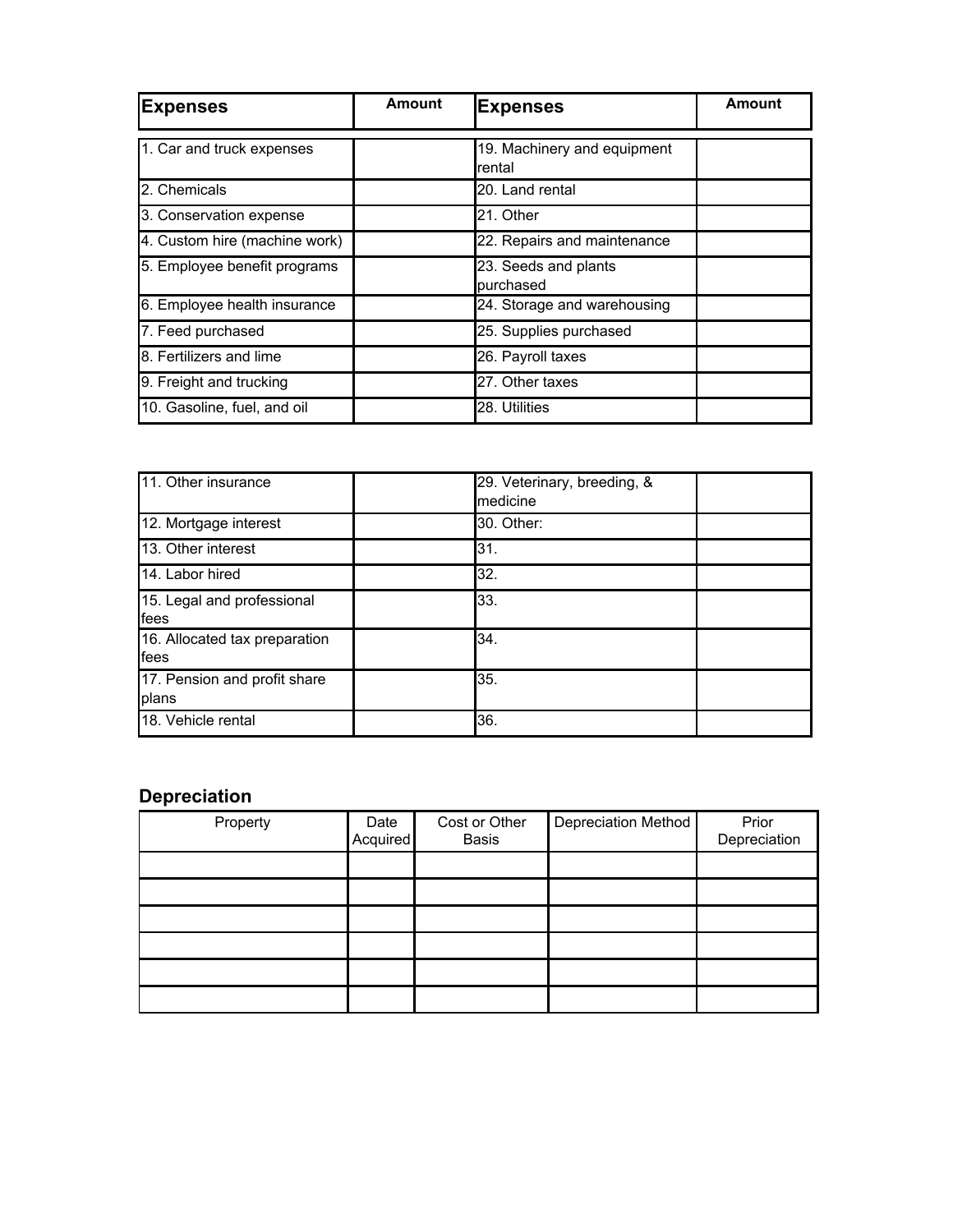| Expenses | Amount | Expenses | Amount |
|---|---|---|---|
| 1. Car and truck expenses | | 19. Machinery and equipment rental | |
| 2. Chemicals | | 20. Land rental | |
| 3. Conservation expense | | 21. Other | |
| 4. Custom hire (machine work) | | 22. Repairs and maintenance | |
| 5. Employee benefit programs | | 23. Seeds and plants purchased | |
| 6. Employee health insurance | | 24. Storage and warehousing | |
| 7. Feed purchased | | 25. Supplies purchased | |
| 8. Fertilizers and lime | | 26. Payroll taxes | |
| 9. Freight and trucking | | 27. Other taxes | |
| 10. Gasoline, fuel, and oil | | 28. Utilities | |

| | | | |
|---|---|---|---|
| 11. Other insurance | | 29. Veterinary, breeding, & medicine | |
| 12. Mortgage interest | | 30. Other: | |
| 13. Other interest | | 31. | |
| 14. Labor hired | | 32. | |
| 15. Legal and professional fees | | 33. | |
| 16. Allocated tax preparation fees | | 34. | |
| 17. Pension and profit share plans | | 35. | |
| 18. Vehicle rental | | 36. | |

## Depreciation

| Property | Date Acquired | Cost or Other Basis | Depreciation Method | Prior Depreciation |
|---|---|---|---|---|
| | | | | |
| | | | | |
| | | | | |
| | | | | |
| | | | | |
| | | | | |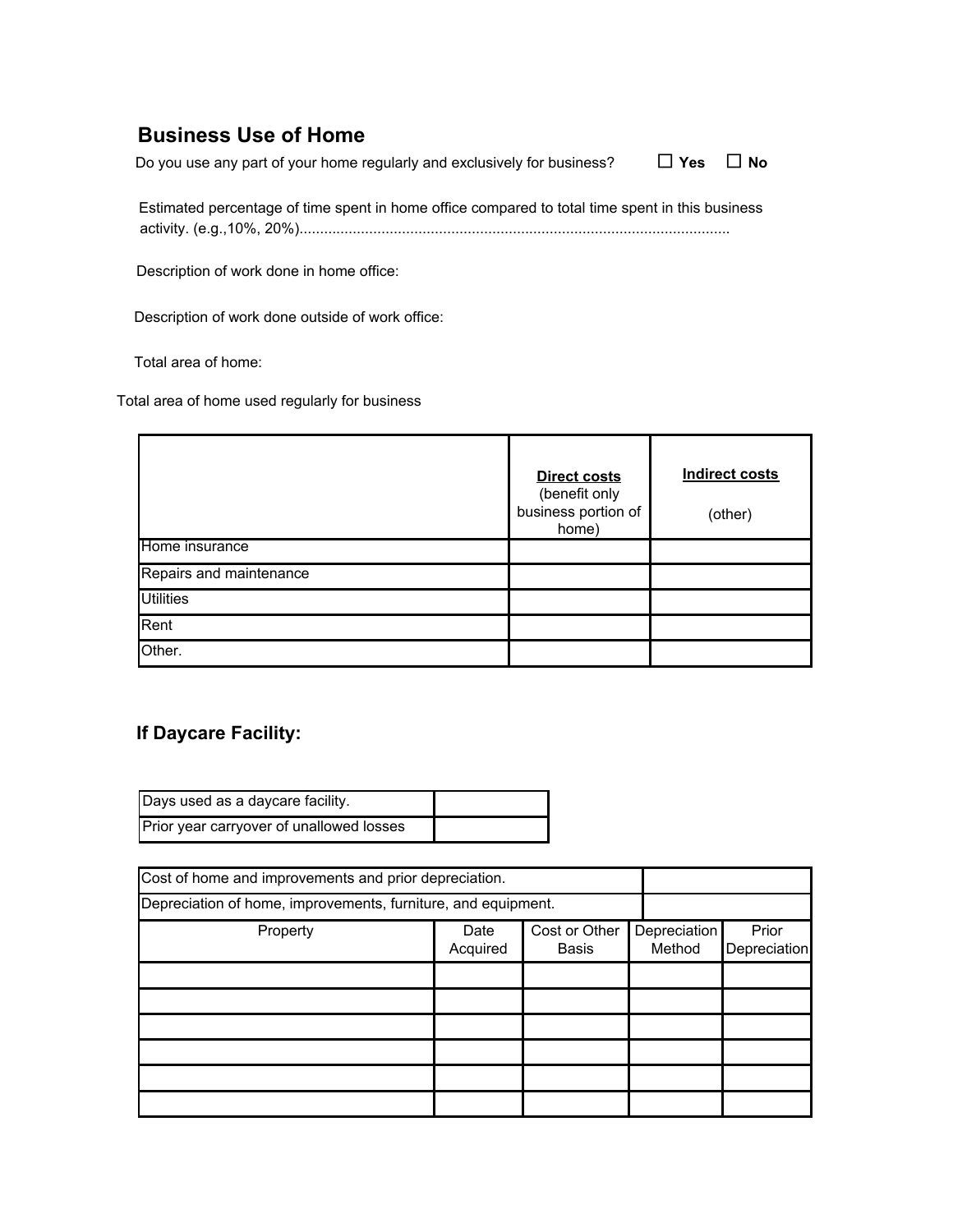## Business Use of Home

Do you use any part of your home regularly and exclusively for business? ☐ **Yes** ☐ **No**

Estimated percentage of time spent in home office compared to total time spent in this business activity. (e.g.,10%, 20%)........................................................................................................

Description of work done in home office:

Description of work done outside of work office:

Total area of home:

Total area of home used regularly for business

| | **Direct costs** (benefit only business portion of home) | **Indirect costs** (other) |
|---|---|---|
| Home insurance | | |
| Repairs and maintenance | | |
| Utilities | | |
| Rent | | |
| Other. | | |

### If Daycare Facility:

| | |
|---|---|
| Days used as a daycare facility. | |
| Prior year carryover of unallowed losses | |

| Cost of home and improvements and prior depreciation. | | | | |
|---|---|---|---|---|
| Depreciation of home, improvements, furniture, and equipment. | | | | |
| Property | Date Acquired | Cost or Other Basis | Depreciation Method | Prior Depreciation |
| | | | | |
| | | | | |
| | | | | |
| | | | | |
| | | | | |
| | | | | |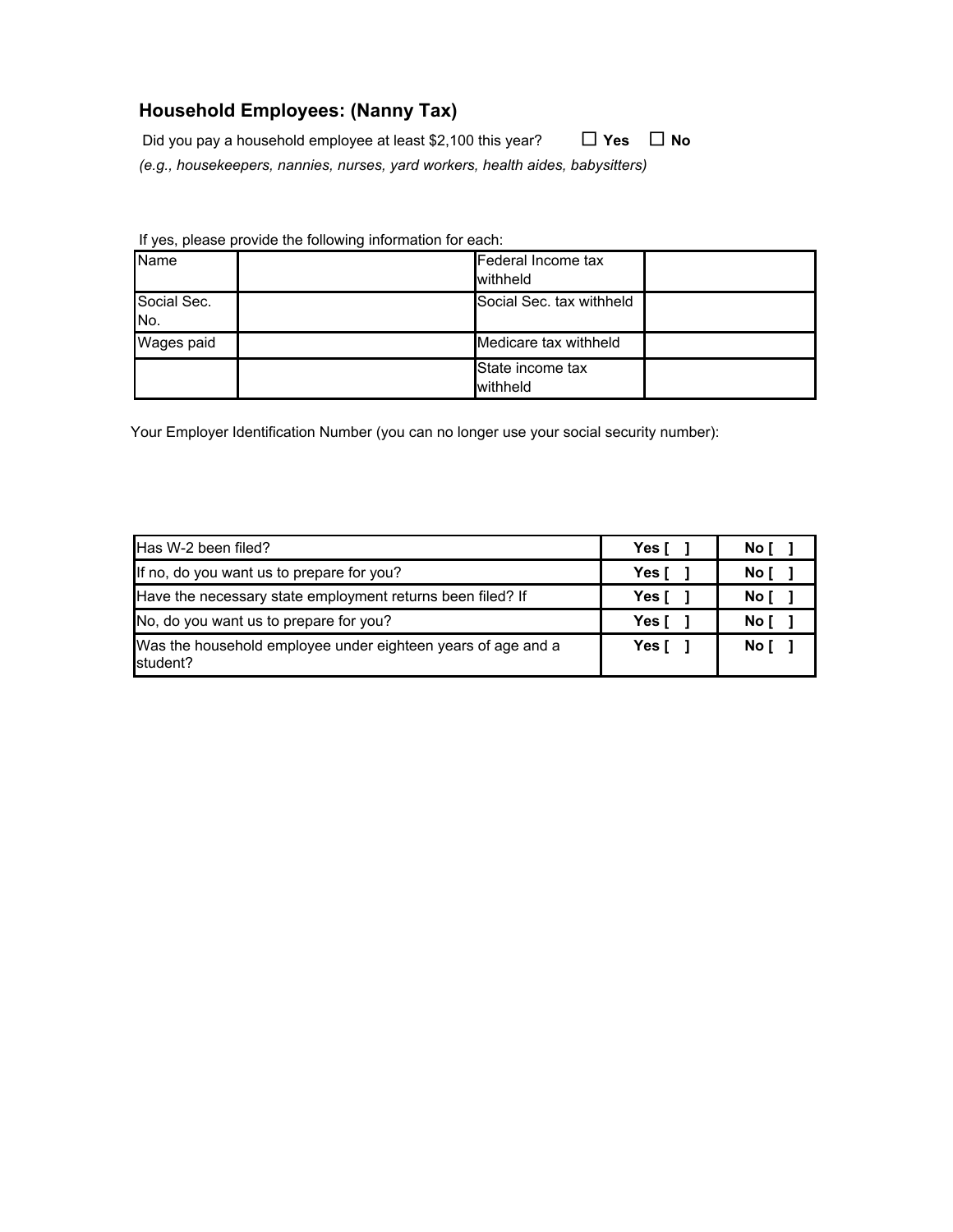## Household Employees: (Nanny Tax)

Did you pay a household employee at least $2,100 this year? ☐ **Yes** ☐ **No**

*(e.g., housekeepers, nannies, nurses, yard workers, health aides, babysitters)*

If yes, please provide the following information for each:

| Name | | Federal Income tax withheld | |
|---|---|---|---|
| Social Sec. No. | | Social Sec. tax withheld | |
| Wages paid | | Medicare tax withheld | |
| | | State income tax withheld | |

Your Employer Identification Number (you can no longer use your social security number):

| | | |
|---|---|---|
| Has W-2 been filed? | **Yes [ ]** | **No [ ]** |
| If no, do you want us to prepare for you? | **Yes [ ]** | **No [ ]** |
| Have the necessary state employment returns been filed? If | **Yes [ ]** | **No [ ]** |
| No, do you want us to prepare for you? | **Yes [ ]** | **No [ ]** |
| Was the household employee under eighteen years of age and a student? | **Yes [ ]** | **No [ ]** |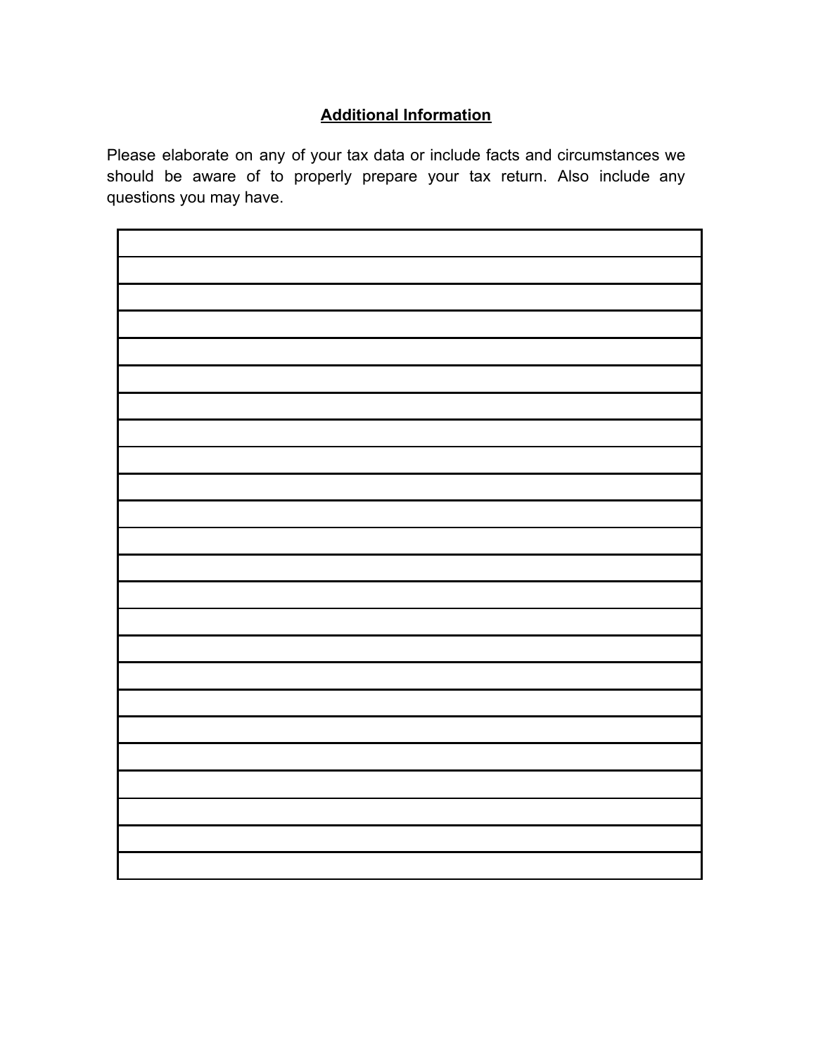## Additional Information

Please elaborate on any of your tax data or include facts and circumstances we should be aware of to properly prepare your tax return. Also include any questions you may have.

| |
|---|
| |
| |
| |
| |
| |
| |
| |
| |
| |
| |
| |
| |
| |
| |
| |
| |
| |
| |
| |
| |
| |
| |
| |